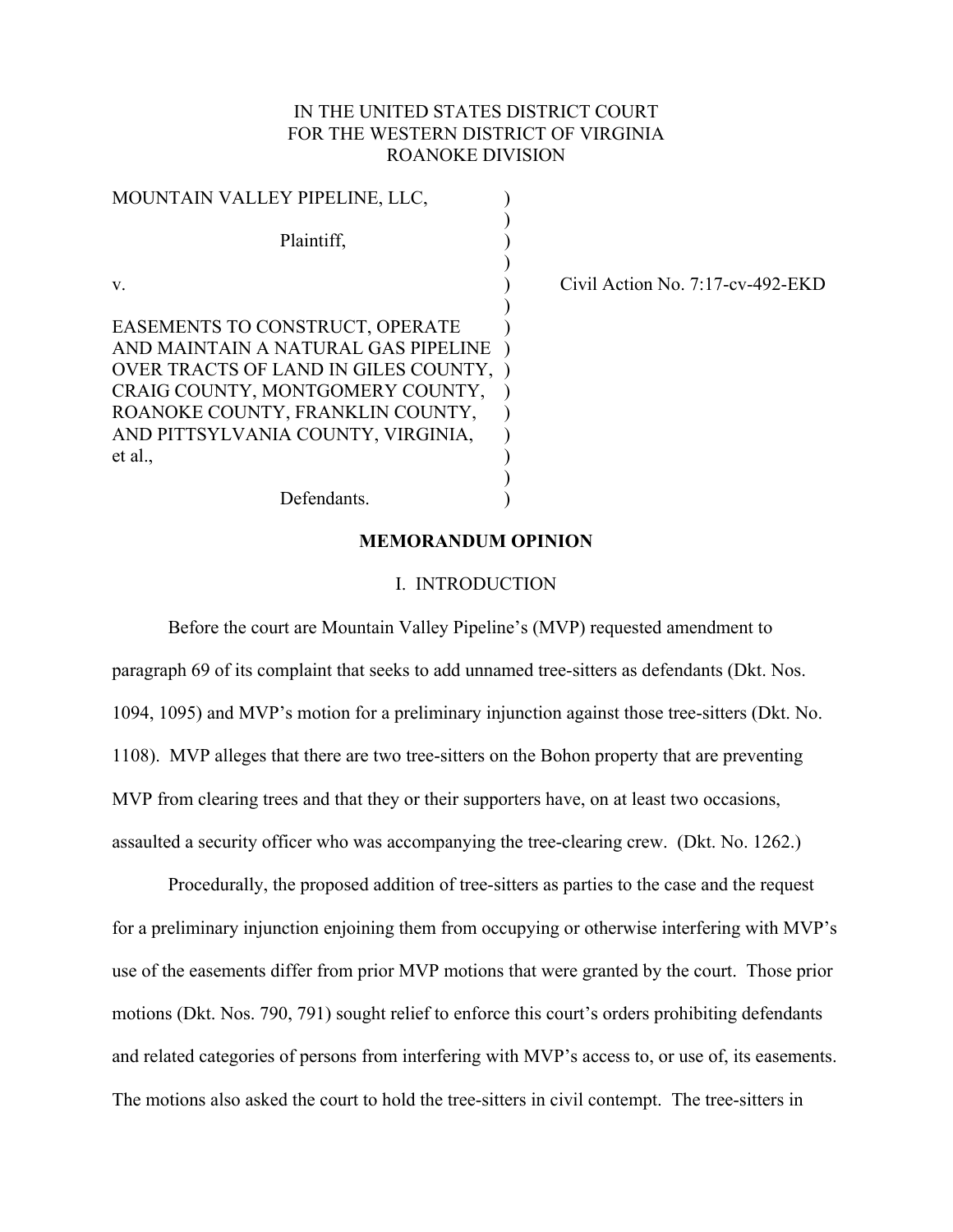IN THE UNITED STATES DISTRICT COURT
FOR THE WESTERN DISTRICT OF VIRGINIA
ROANOKE DIVISION

MOUNTAIN VALLEY PIPELINE, LLC,

Plaintiff,

v.

EASEMENTS TO CONSTRUCT, OPERATE AND MAINTAIN A NATURAL GAS PIPELINE OVER TRACTS OF LAND IN GILES COUNTY, CRAIG COUNTY, MONTGOMERY COUNTY, ROANOKE COUNTY, FRANKLIN COUNTY, AND PITTSYLVANIA COUNTY, VIRGINIA, et al.,

Defendants.

Civil Action No. 7:17-cv-492-EKD

**MEMORANDUM OPINION**

I. INTRODUCTION

Before the court are Mountain Valley Pipeline's (MVP) requested amendment to paragraph 69 of its complaint that seeks to add unnamed tree-sitters as defendants (Dkt. Nos. 1094, 1095) and MVP's motion for a preliminary injunction against those tree-sitters (Dkt. No. 1108). MVP alleges that there are two tree-sitters on the Bohon property that are preventing MVP from clearing trees and that they or their supporters have, on at least two occasions, assaulted a security officer who was accompanying the tree-clearing crew. (Dkt. No. 1262.)

Procedurally, the proposed addition of tree-sitters as parties to the case and the request for a preliminary injunction enjoining them from occupying or otherwise interfering with MVP's use of the easements differ from prior MVP motions that were granted by the court. Those prior motions (Dkt. Nos. 790, 791) sought relief to enforce this court's orders prohibiting defendants and related categories of persons from interfering with MVP's access to, or use of, its easements. The motions also asked the court to hold the tree-sitters in civil contempt. The tree-sitters in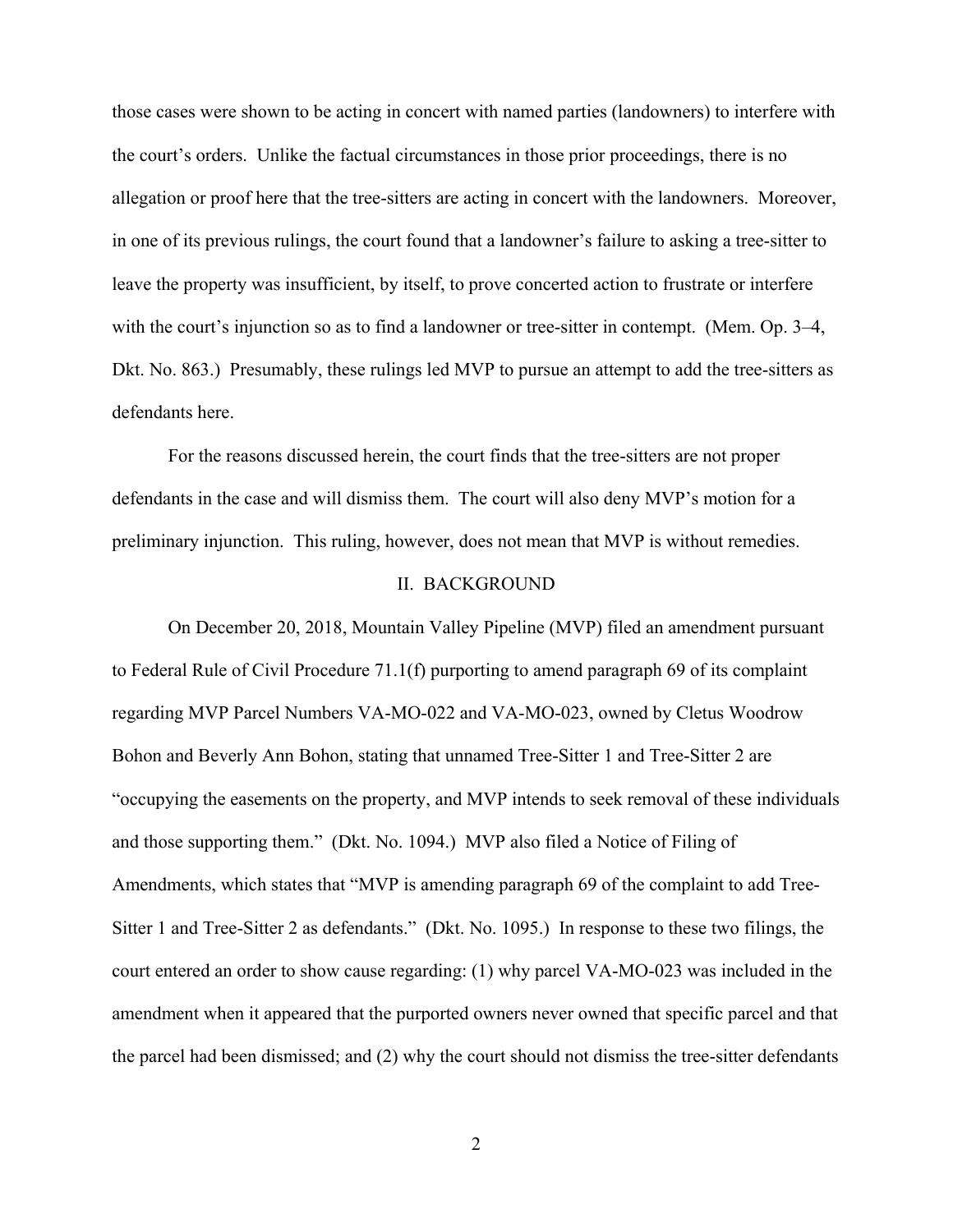those cases were shown to be acting in concert with named parties (landowners) to interfere with the court's orders. Unlike the factual circumstances in those prior proceedings, there is no allegation or proof here that the tree-sitters are acting in concert with the landowners. Moreover, in one of its previous rulings, the court found that a landowner's failure to asking a tree-sitter to leave the property was insufficient, by itself, to prove concerted action to frustrate or interfere with the court's injunction so as to find a landowner or tree-sitter in contempt. (Mem. Op. 3–4, Dkt. No. 863.) Presumably, these rulings led MVP to pursue an attempt to add the tree-sitters as defendants here.

For the reasons discussed herein, the court finds that the tree-sitters are not proper defendants in the case and will dismiss them. The court will also deny MVP's motion for a preliminary injunction. This ruling, however, does not mean that MVP is without remedies.

## II. BACKGROUND

On December 20, 2018, Mountain Valley Pipeline (MVP) filed an amendment pursuant to Federal Rule of Civil Procedure 71.1(f) purporting to amend paragraph 69 of its complaint regarding MVP Parcel Numbers VA-MO-022 and VA-MO-023, owned by Cletus Woodrow Bohon and Beverly Ann Bohon, stating that unnamed Tree-Sitter 1 and Tree-Sitter 2 are "occupying the easements on the property, and MVP intends to seek removal of these individuals and those supporting them." (Dkt. No. 1094.) MVP also filed a Notice of Filing of Amendments, which states that "MVP is amending paragraph 69 of the complaint to add Tree-Sitter 1 and Tree-Sitter 2 as defendants." (Dkt. No. 1095.) In response to these two filings, the court entered an order to show cause regarding: (1) why parcel VA-MO-023 was included in the amendment when it appeared that the purported owners never owned that specific parcel and that the parcel had been dismissed; and (2) why the court should not dismiss the tree-sitter defendants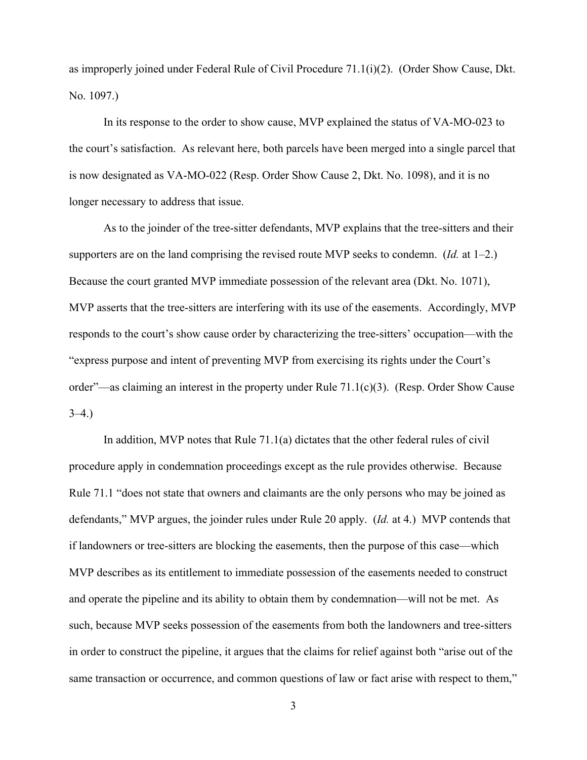as improperly joined under Federal Rule of Civil Procedure 71.1(i)(2). (Order Show Cause, Dkt. No. 1097.)

In its response to the order to show cause, MVP explained the status of VA-MO-023 to the court's satisfaction. As relevant here, both parcels have been merged into a single parcel that is now designated as VA-MO-022 (Resp. Order Show Cause 2, Dkt. No. 1098), and it is no longer necessary to address that issue.

As to the joinder of the tree-sitter defendants, MVP explains that the tree-sitters and their supporters are on the land comprising the revised route MVP seeks to condemn. (*Id.* at 1–2.) Because the court granted MVP immediate possession of the relevant area (Dkt. No. 1071), MVP asserts that the tree-sitters are interfering with its use of the easements. Accordingly, MVP responds to the court's show cause order by characterizing the tree-sitters' occupation—with the "express purpose and intent of preventing MVP from exercising its rights under the Court's order"—as claiming an interest in the property under Rule 71.1(c)(3). (Resp. Order Show Cause 3–4.)

In addition, MVP notes that Rule 71.1(a) dictates that the other federal rules of civil procedure apply in condemnation proceedings except as the rule provides otherwise. Because Rule 71.1 "does not state that owners and claimants are the only persons who may be joined as defendants," MVP argues, the joinder rules under Rule 20 apply. (*Id.* at 4.) MVP contends that if landowners or tree-sitters are blocking the easements, then the purpose of this case—which MVP describes as its entitlement to immediate possession of the easements needed to construct and operate the pipeline and its ability to obtain them by condemnation—will not be met. As such, because MVP seeks possession of the easements from both the landowners and tree-sitters in order to construct the pipeline, it argues that the claims for relief against both "arise out of the same transaction or occurrence, and common questions of law or fact arise with respect to them,"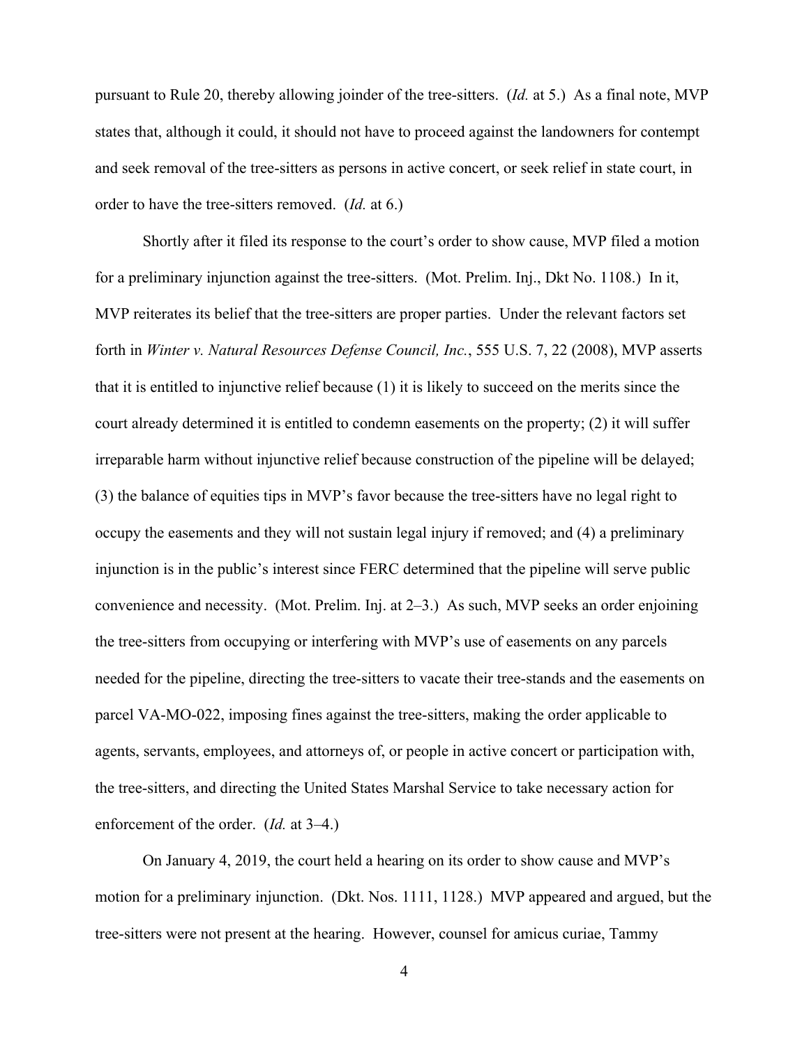pursuant to Rule 20, thereby allowing joinder of the tree-sitters. (*Id.* at 5.) As a final note, MVP states that, although it could, it should not have to proceed against the landowners for contempt and seek removal of the tree-sitters as persons in active concert, or seek relief in state court, in order to have the tree-sitters removed. (*Id.* at 6.)

Shortly after it filed its response to the court's order to show cause, MVP filed a motion for a preliminary injunction against the tree-sitters. (Mot. Prelim. Inj., Dkt No. 1108.) In it, MVP reiterates its belief that the tree-sitters are proper parties. Under the relevant factors set forth in *Winter v. Natural Resources Defense Council, Inc.*, 555 U.S. 7, 22 (2008), MVP asserts that it is entitled to injunctive relief because (1) it is likely to succeed on the merits since the court already determined it is entitled to condemn easements on the property; (2) it will suffer irreparable harm without injunctive relief because construction of the pipeline will be delayed; (3) the balance of equities tips in MVP's favor because the tree-sitters have no legal right to occupy the easements and they will not sustain legal injury if removed; and (4) a preliminary injunction is in the public's interest since FERC determined that the pipeline will serve public convenience and necessity. (Mot. Prelim. Inj. at 2–3.) As such, MVP seeks an order enjoining the tree-sitters from occupying or interfering with MVP's use of easements on any parcels needed for the pipeline, directing the tree-sitters to vacate their tree-stands and the easements on parcel VA-MO-022, imposing fines against the tree-sitters, making the order applicable to agents, servants, employees, and attorneys of, or people in active concert or participation with, the tree-sitters, and directing the United States Marshal Service to take necessary action for enforcement of the order. (*Id.* at 3–4.)

On January 4, 2019, the court held a hearing on its order to show cause and MVP's motion for a preliminary injunction. (Dkt. Nos. 1111, 1128.) MVP appeared and argued, but the tree-sitters were not present at the hearing. However, counsel for amicus curiae, Tammy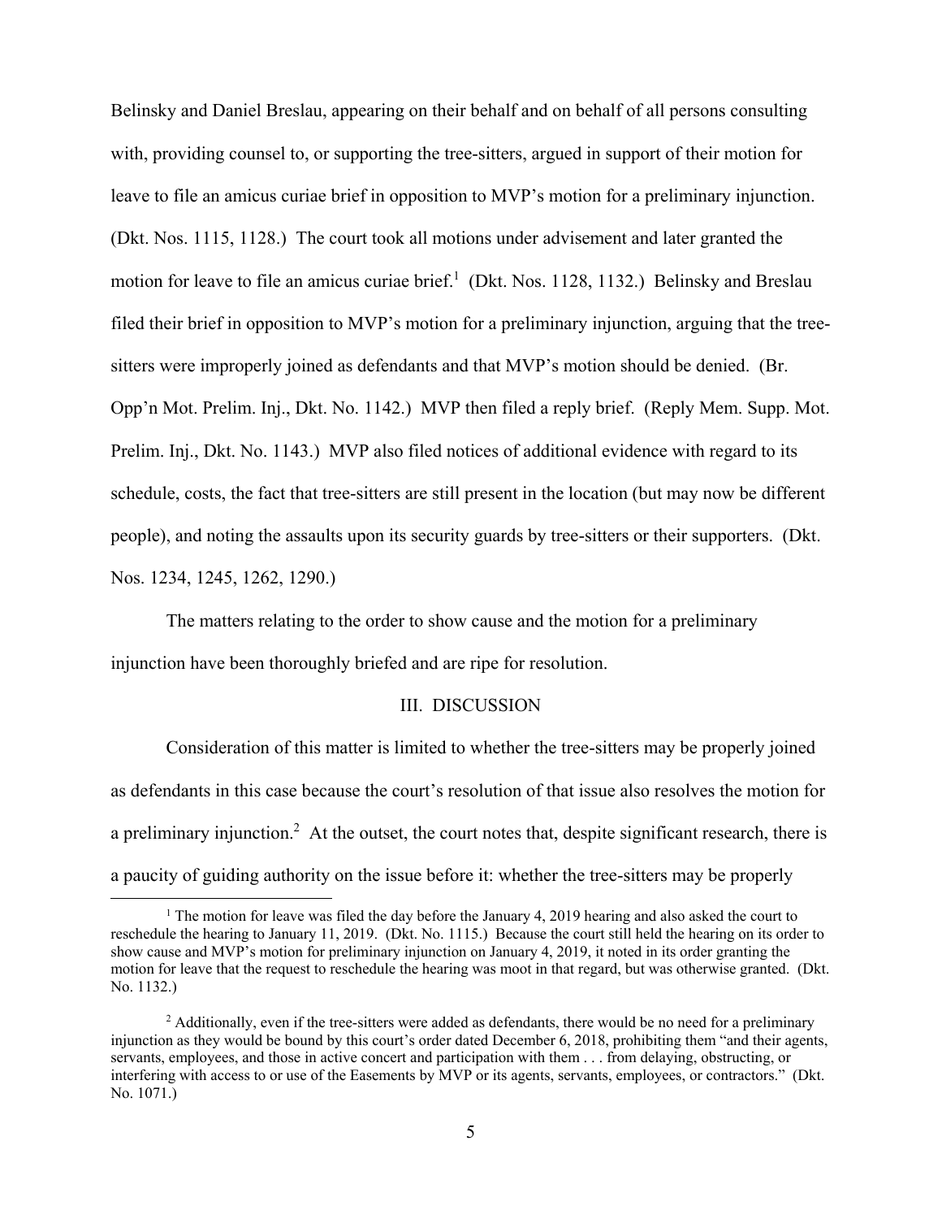Belinsky and Daniel Breslau, appearing on their behalf and on behalf of all persons consulting with, providing counsel to, or supporting the tree-sitters, argued in support of their motion for leave to file an amicus curiae brief in opposition to MVP's motion for a preliminary injunction. (Dkt. Nos. 1115, 1128.) The court took all motions under advisement and later granted the motion for leave to file an amicus curiae brief.[1] (Dkt. Nos. 1128, 1132.) Belinsky and Breslau filed their brief in opposition to MVP's motion for a preliminary injunction, arguing that the tree-sitters were improperly joined as defendants and that MVP's motion should be denied. (Br. Opp'n Mot. Prelim. Inj., Dkt. No. 1142.) MVP then filed a reply brief. (Reply Mem. Supp. Mot. Prelim. Inj., Dkt. No. 1143.) MVP also filed notices of additional evidence with regard to its schedule, costs, the fact that tree-sitters are still present in the location (but may now be different people), and noting the assaults upon its security guards by tree-sitters or their supporters. (Dkt. Nos. 1234, 1245, 1262, 1290.)

The matters relating to the order to show cause and the motion for a preliminary injunction have been thoroughly briefed and are ripe for resolution.

## III. DISCUSSION

Consideration of this matter is limited to whether the tree-sitters may be properly joined as defendants in this case because the court's resolution of that issue also resolves the motion for a preliminary injunction.[2] At the outset, the court notes that, despite significant research, there is a paucity of guiding authority on the issue before it: whether the tree-sitters may be properly

---

[1] The motion for leave was filed the day before the January 4, 2019 hearing and also asked the court to reschedule the hearing to January 11, 2019. (Dkt. No. 1115.) Because the court still held the hearing on its order to show cause and MVP's motion for preliminary injunction on January 4, 2019, it noted in its order granting the motion for leave that the request to reschedule the hearing was moot in that regard, but was otherwise granted. (Dkt. No. 1132.)

[2] Additionally, even if the tree-sitters were added as defendants, there would be no need for a preliminary injunction as they would be bound by this court's order dated December 6, 2018, prohibiting them "and their agents, servants, employees, and those in active concert and participation with them . . . from delaying, obstructing, or interfering with access to or use of the Easements by MVP or its agents, servants, employees, or contractors." (Dkt. No. 1071.)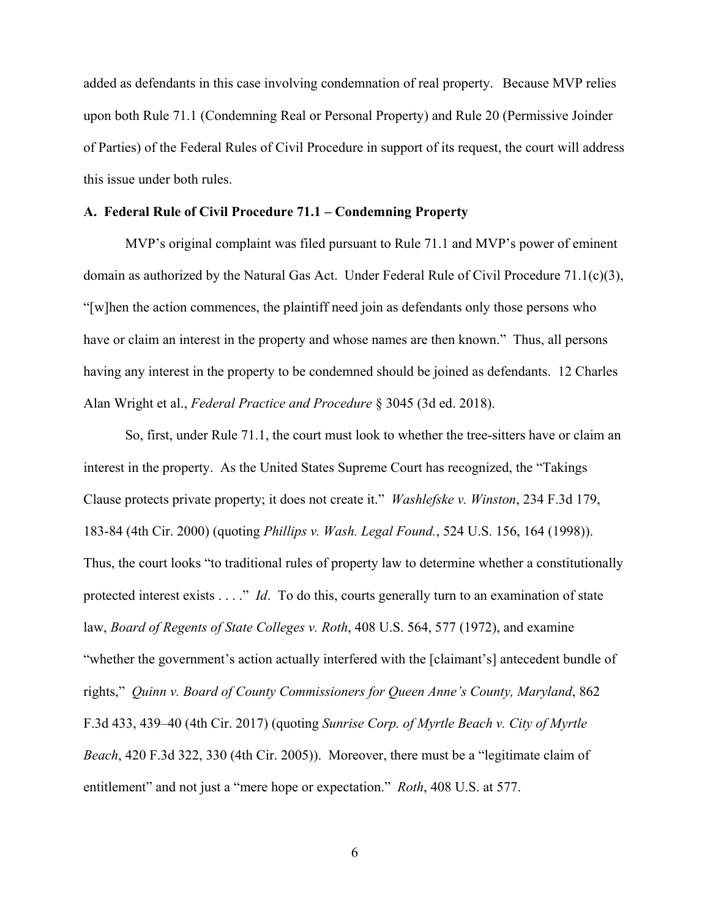added as defendants in this case involving condemnation of real property. Because MVP relies upon both Rule 71.1 (Condemning Real or Personal Property) and Rule 20 (Permissive Joinder of Parties) of the Federal Rules of Civil Procedure in support of its request, the court will address this issue under both rules.

### A. Federal Rule of Civil Procedure 71.1 – Condemning Property

MVP's original complaint was filed pursuant to Rule 71.1 and MVP's power of eminent domain as authorized by the Natural Gas Act. Under Federal Rule of Civil Procedure 71.1(c)(3), "[w]hen the action commences, the plaintiff need join as defendants only those persons who have or claim an interest in the property and whose names are then known." Thus, all persons having any interest in the property to be condemned should be joined as defendants. 12 Charles Alan Wright et al., *Federal Practice and Procedure* § 3045 (3d ed. 2018).

So, first, under Rule 71.1, the court must look to whether the tree-sitters have or claim an interest in the property. As the United States Supreme Court has recognized, the "Takings Clause protects private property; it does not create it." *Washlefske v. Winston*, 234 F.3d 179, 183-84 (4th Cir. 2000) (quoting *Phillips v. Wash. Legal Found.*, 524 U.S. 156, 164 (1998)). Thus, the court looks "to traditional rules of property law to determine whether a constitutionally protected interest exists . . . ." *Id*. To do this, courts generally turn to an examination of state law, *Board of Regents of State Colleges v. Roth*, 408 U.S. 564, 577 (1972), and examine "whether the government's action actually interfered with the [claimant's] antecedent bundle of rights," *Quinn v. Board of County Commissioners for Queen Anne's County, Maryland*, 862 F.3d 433, 439–40 (4th Cir. 2017) (quoting *Sunrise Corp. of Myrtle Beach v. City of Myrtle Beach*, 420 F.3d 322, 330 (4th Cir. 2005)). Moreover, there must be a "legitimate claim of entitlement" and not just a "mere hope or expectation." *Roth*, 408 U.S. at 577.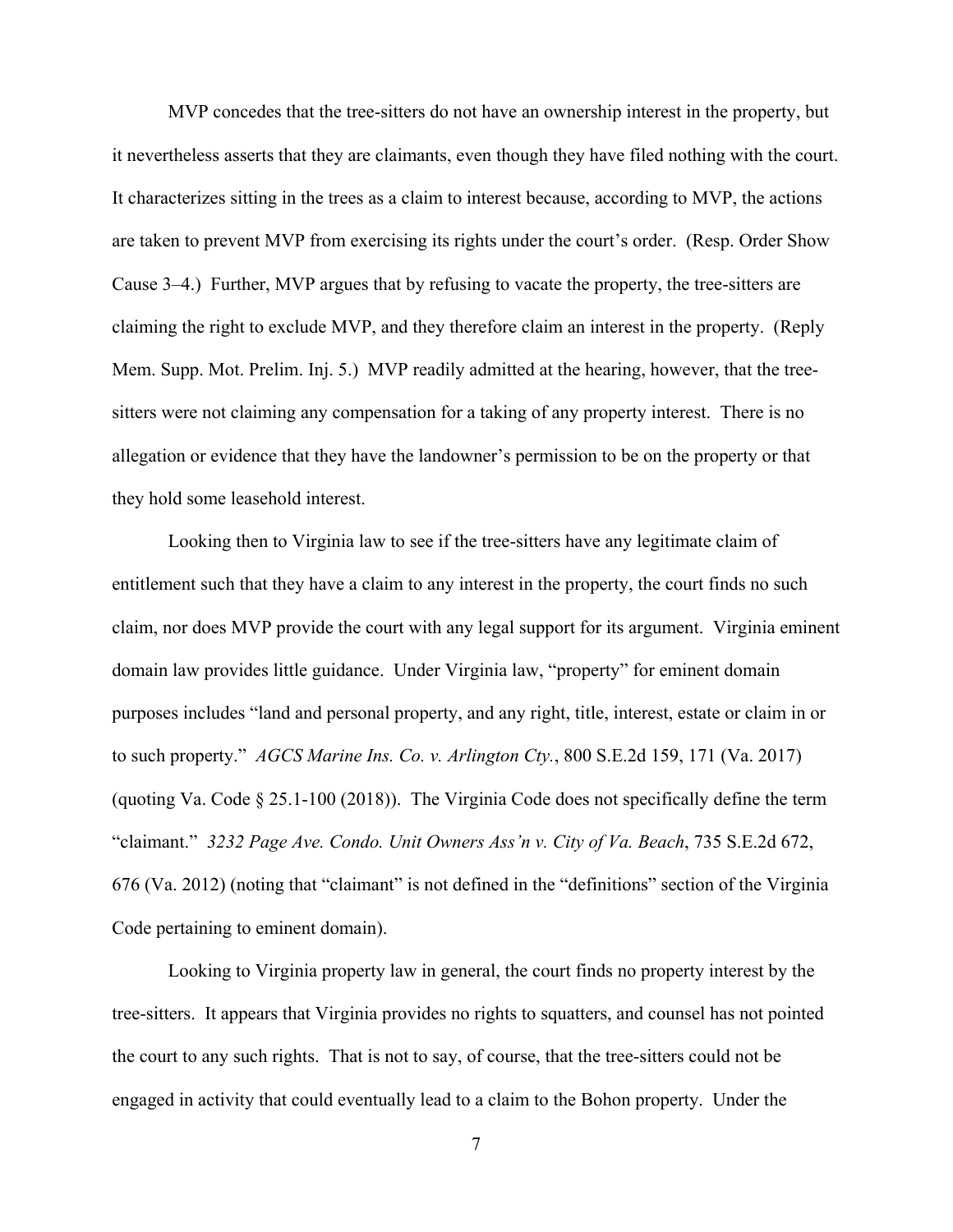MVP concedes that the tree-sitters do not have an ownership interest in the property, but it nevertheless asserts that they are claimants, even though they have filed nothing with the court. It characterizes sitting in the trees as a claim to interest because, according to MVP, the actions are taken to prevent MVP from exercising its rights under the court's order. (Resp. Order Show Cause 3–4.) Further, MVP argues that by refusing to vacate the property, the tree-sitters are claiming the right to exclude MVP, and they therefore claim an interest in the property. (Reply Mem. Supp. Mot. Prelim. Inj. 5.) MVP readily admitted at the hearing, however, that the tree-sitters were not claiming any compensation for a taking of any property interest. There is no allegation or evidence that they have the landowner's permission to be on the property or that they hold some leasehold interest.

Looking then to Virginia law to see if the tree-sitters have any legitimate claim of entitlement such that they have a claim to any interest in the property, the court finds no such claim, nor does MVP provide the court with any legal support for its argument. Virginia eminent domain law provides little guidance. Under Virginia law, "property" for eminent domain purposes includes "land and personal property, and any right, title, interest, estate or claim in or to such property." *AGCS Marine Ins. Co. v. Arlington Cty.*, 800 S.E.2d 159, 171 (Va. 2017) (quoting Va. Code § 25.1-100 (2018)). The Virginia Code does not specifically define the term "claimant." *3232 Page Ave. Condo. Unit Owners Ass'n v. City of Va. Beach*, 735 S.E.2d 672, 676 (Va. 2012) (noting that "claimant" is not defined in the "definitions" section of the Virginia Code pertaining to eminent domain).

Looking to Virginia property law in general, the court finds no property interest by the tree-sitters. It appears that Virginia provides no rights to squatters, and counsel has not pointed the court to any such rights. That is not to say, of course, that the tree-sitters could not be engaged in activity that could eventually lead to a claim to the Bohon property. Under the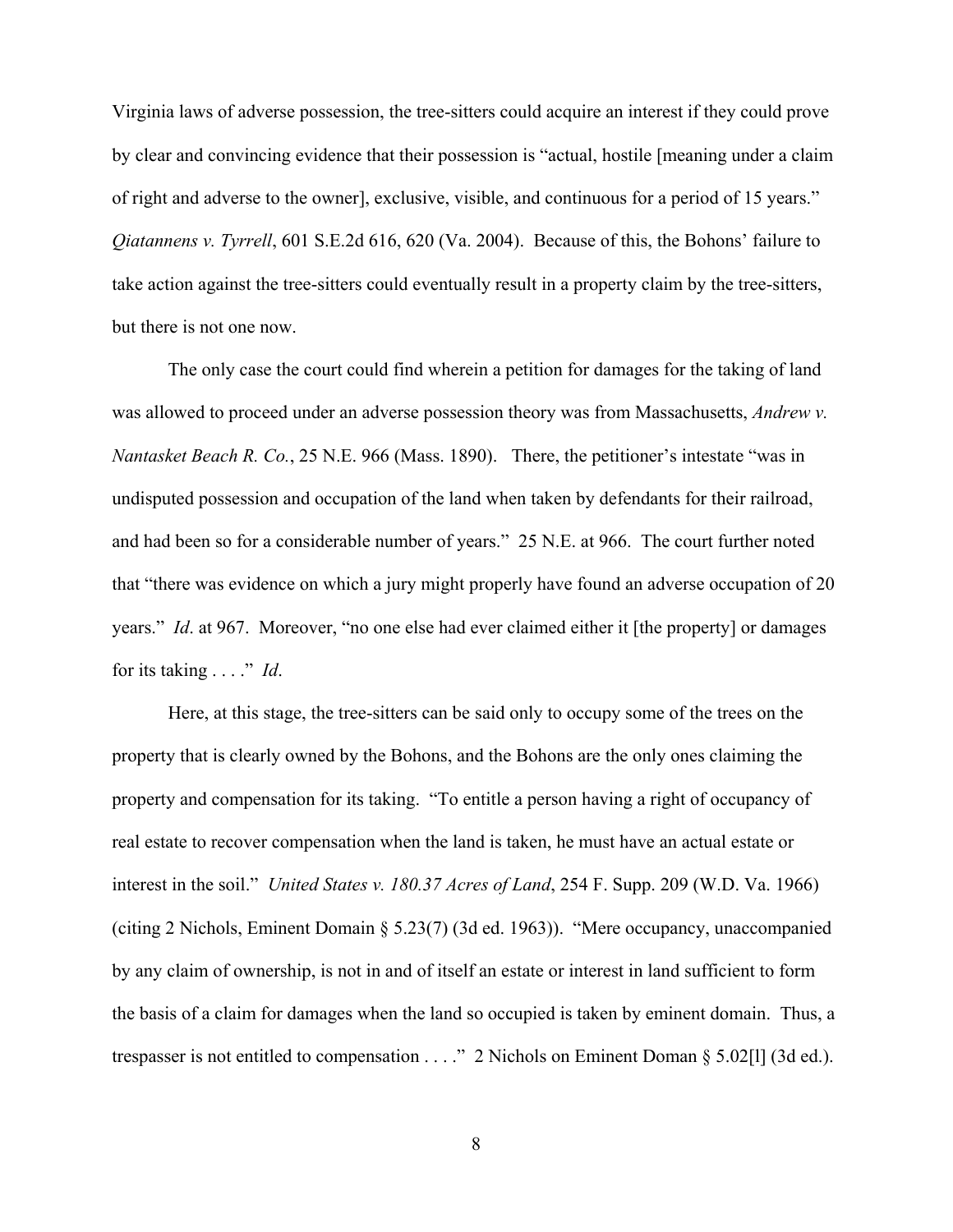Virginia laws of adverse possession, the tree-sitters could acquire an interest if they could prove by clear and convincing evidence that their possession is "actual, hostile [meaning under a claim of right and adverse to the owner], exclusive, visible, and continuous for a period of 15 years." *Qiatannens v. Tyrrell*, 601 S.E.2d 616, 620 (Va. 2004). Because of this, the Bohons' failure to take action against the tree-sitters could eventually result in a property claim by the tree-sitters, but there is not one now.

The only case the court could find wherein a petition for damages for the taking of land was allowed to proceed under an adverse possession theory was from Massachusetts, *Andrew v. Nantasket Beach R. Co.*, 25 N.E. 966 (Mass. 1890). There, the petitioner's intestate "was in undisputed possession and occupation of the land when taken by defendants for their railroad, and had been so for a considerable number of years." 25 N.E. at 966. The court further noted that "there was evidence on which a jury might properly have found an adverse occupation of 20 years." *Id*. at 967. Moreover, "no one else had ever claimed either it [the property] or damages for its taking . . . ." *Id*.

Here, at this stage, the tree-sitters can be said only to occupy some of the trees on the property that is clearly owned by the Bohons, and the Bohons are the only ones claiming the property and compensation for its taking. "To entitle a person having a right of occupancy of real estate to recover compensation when the land is taken, he must have an actual estate or interest in the soil." *United States v. 180.37 Acres of Land*, 254 F. Supp. 209 (W.D. Va. 1966) (citing 2 Nichols, Eminent Domain § 5.23(7) (3d ed. 1963)). "Mere occupancy, unaccompanied by any claim of ownership, is not in and of itself an estate or interest in land sufficient to form the basis of a claim for damages when the land so occupied is taken by eminent domain. Thus, a trespasser is not entitled to compensation . . . ." 2 Nichols on Eminent Doman § 5.02[l] (3d ed.).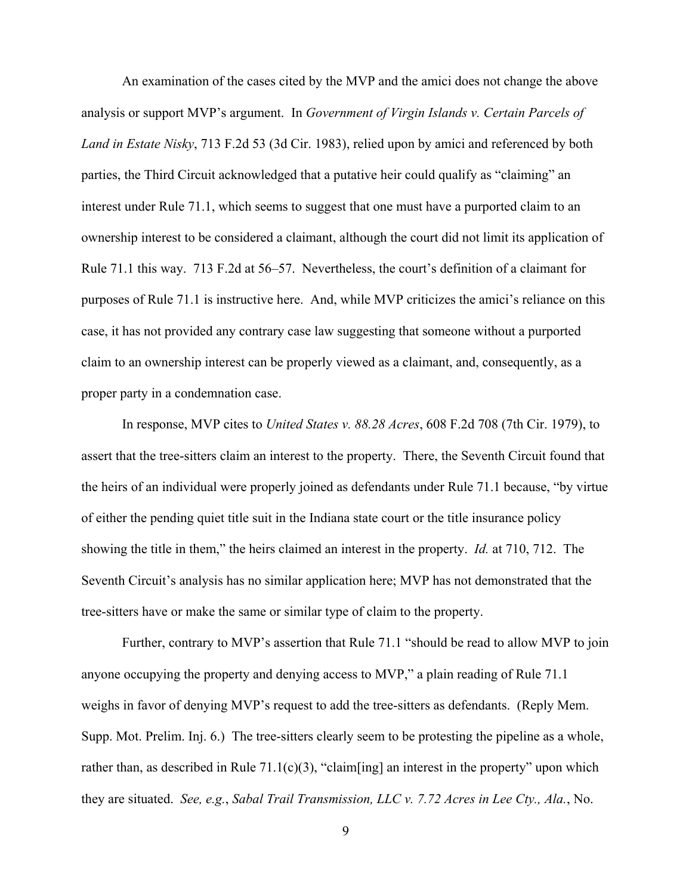An examination of the cases cited by the MVP and the amici does not change the above analysis or support MVP's argument. In *Government of Virgin Islands v. Certain Parcels of Land in Estate Nisky*, 713 F.2d 53 (3d Cir. 1983), relied upon by amici and referenced by both parties, the Third Circuit acknowledged that a putative heir could qualify as "claiming" an interest under Rule 71.1, which seems to suggest that one must have a purported claim to an ownership interest to be considered a claimant, although the court did not limit its application of Rule 71.1 this way. 713 F.2d at 56–57. Nevertheless, the court's definition of a claimant for purposes of Rule 71.1 is instructive here. And, while MVP criticizes the amici's reliance on this case, it has not provided any contrary case law suggesting that someone without a purported claim to an ownership interest can be properly viewed as a claimant, and, consequently, as a proper party in a condemnation case.

In response, MVP cites to *United States v. 88.28 Acres*, 608 F.2d 708 (7th Cir. 1979), to assert that the tree-sitters claim an interest to the property. There, the Seventh Circuit found that the heirs of an individual were properly joined as defendants under Rule 71.1 because, "by virtue of either the pending quiet title suit in the Indiana state court or the title insurance policy showing the title in them," the heirs claimed an interest in the property. *Id.* at 710, 712. The Seventh Circuit's analysis has no similar application here; MVP has not demonstrated that the tree-sitters have or make the same or similar type of claim to the property.

Further, contrary to MVP's assertion that Rule 71.1 "should be read to allow MVP to join anyone occupying the property and denying access to MVP," a plain reading of Rule 71.1 weighs in favor of denying MVP's request to add the tree-sitters as defendants. (Reply Mem. Supp. Mot. Prelim. Inj. 6.) The tree-sitters clearly seem to be protesting the pipeline as a whole, rather than, as described in Rule 71.1(c)(3), "claim[ing] an interest in the property" upon which they are situated. *See, e.g.*, *Sabal Trail Transmission, LLC v. 7.72 Acres in Lee Cty., Ala.*, No.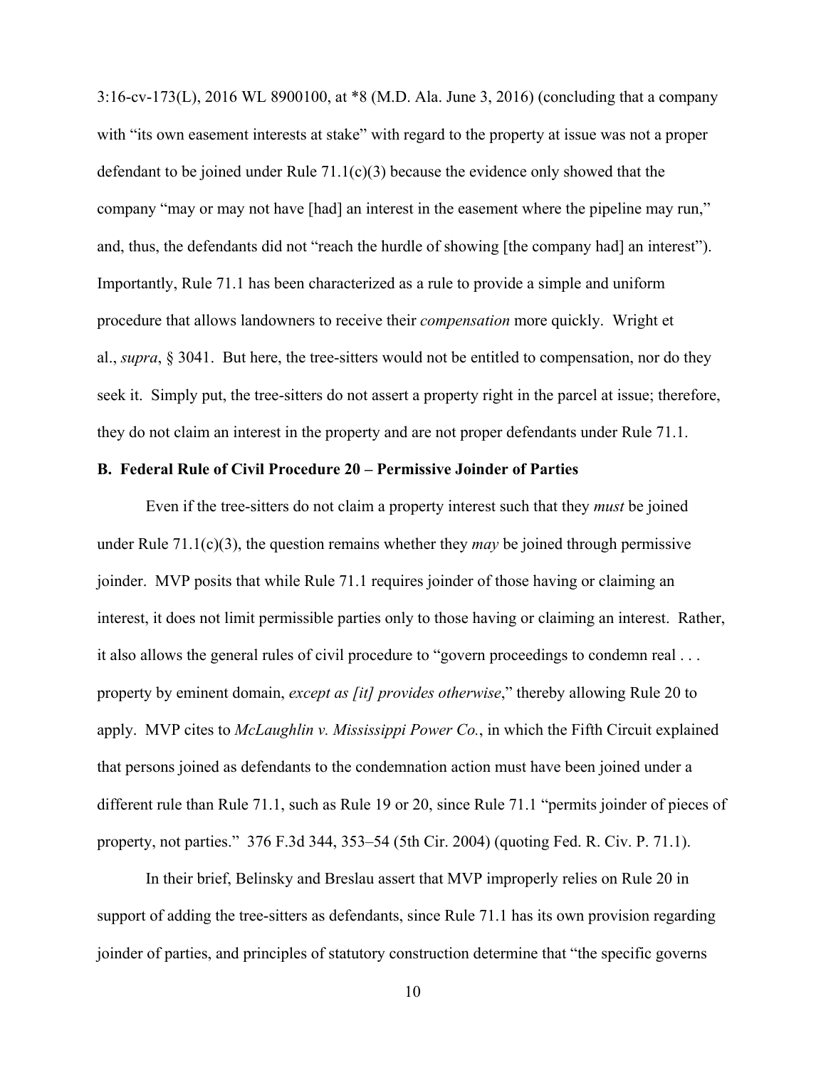3:16-cv-173(L), 2016 WL 8900100, at *8 (M.D. Ala. June 3, 2016) (concluding that a company with "its own easement interests at stake" with regard to the property at issue was not a proper defendant to be joined under Rule 71.1(c)(3) because the evidence only showed that the company "may or may not have [had] an interest in the easement where the pipeline may run," and, thus, the defendants did not "reach the hurdle of showing [the company had] an interest"). Importantly, Rule 71.1 has been characterized as a rule to provide a simple and uniform procedure that allows landowners to receive their *compensation* more quickly. Wright et al., *supra*, § 3041. But here, the tree-sitters would not be entitled to compensation, nor do they seek it. Simply put, the tree-sitters do not assert a property right in the parcel at issue; therefore, they do not claim an interest in the property and are not proper defendants under Rule 71.1.

**B. Federal Rule of Civil Procedure 20 – Permissive Joinder of Parties**

Even if the tree-sitters do not claim a property interest such that they *must* be joined under Rule 71.1(c)(3), the question remains whether they *may* be joined through permissive joinder. MVP posits that while Rule 71.1 requires joinder of those having or claiming an interest, it does not limit permissible parties only to those having or claiming an interest. Rather, it also allows the general rules of civil procedure to "govern proceedings to condemn real . . . property by eminent domain, *except as [it] provides otherwise*," thereby allowing Rule 20 to apply. MVP cites to *McLaughlin v. Mississippi Power Co.*, in which the Fifth Circuit explained that persons joined as defendants to the condemnation action must have been joined under a different rule than Rule 71.1, such as Rule 19 or 20, since Rule 71.1 "permits joinder of pieces of property, not parties." 376 F.3d 344, 353–54 (5th Cir. 2004) (quoting Fed. R. Civ. P. 71.1).

In their brief, Belinsky and Breslau assert that MVP improperly relies on Rule 20 in support of adding the tree-sitters as defendants, since Rule 71.1 has its own provision regarding joinder of parties, and principles of statutory construction determine that "the specific governs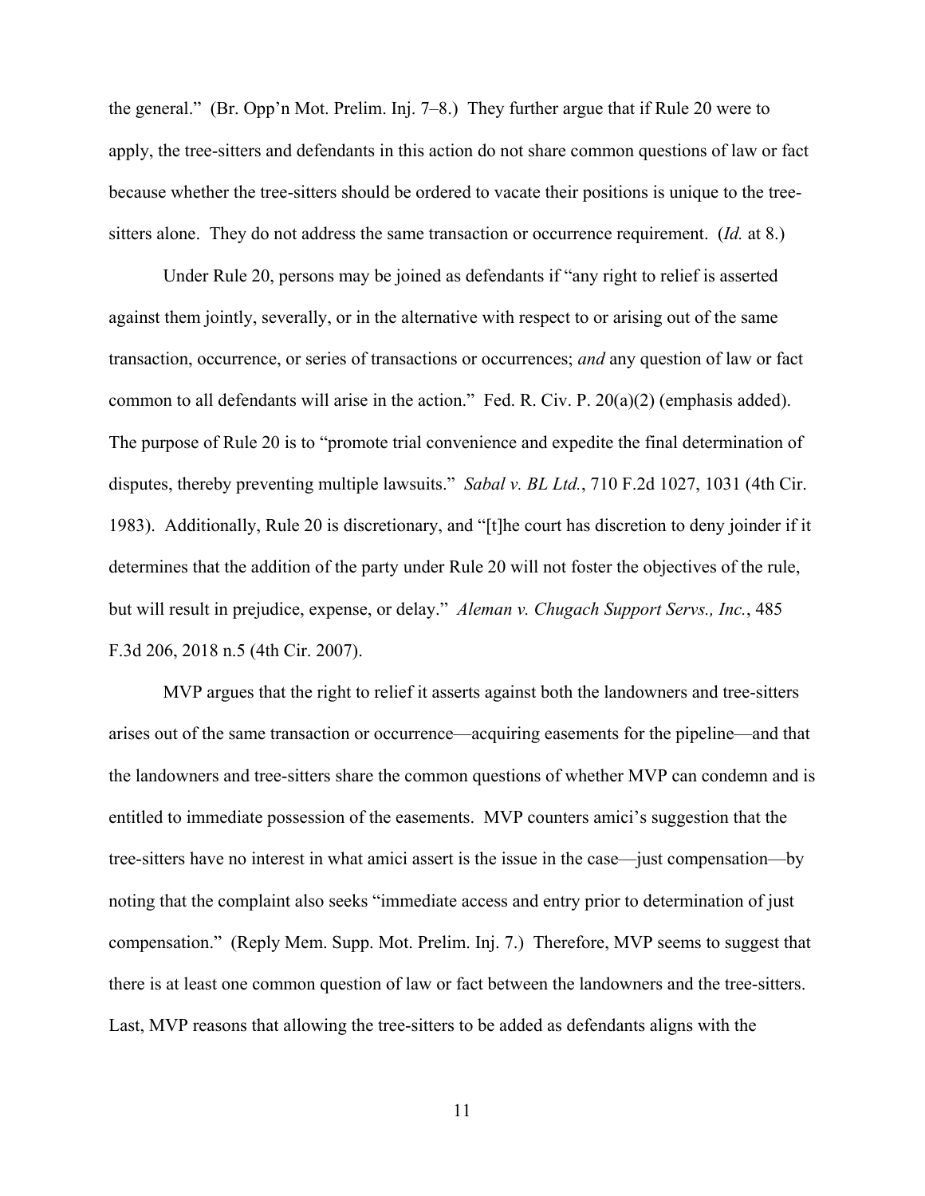the general." (Br. Opp'n Mot. Prelim. Inj. 7–8.) They further argue that if Rule 20 were to apply, the tree-sitters and defendants in this action do not share common questions of law or fact because whether the tree-sitters should be ordered to vacate their positions is unique to the tree-sitters alone. They do not address the same transaction or occurrence requirement. (*Id.* at 8.)

Under Rule 20, persons may be joined as defendants if "any right to relief is asserted against them jointly, severally, or in the alternative with respect to or arising out of the same transaction, occurrence, or series of transactions or occurrences; *and* any question of law or fact common to all defendants will arise in the action." Fed. R. Civ. P. 20(a)(2) (emphasis added). The purpose of Rule 20 is to "promote trial convenience and expedite the final determination of disputes, thereby preventing multiple lawsuits." *Sabal v. BL Ltd.*, 710 F.2d 1027, 1031 (4th Cir. 1983). Additionally, Rule 20 is discretionary, and "[t]he court has discretion to deny joinder if it determines that the addition of the party under Rule 20 will not foster the objectives of the rule, but will result in prejudice, expense, or delay." *Aleman v. Chugach Support Servs., Inc.*, 485 F.3d 206, 2018 n.5 (4th Cir. 2007).

MVP argues that the right to relief it asserts against both the landowners and tree-sitters arises out of the same transaction or occurrence—acquiring easements for the pipeline—and that the landowners and tree-sitters share the common questions of whether MVP can condemn and is entitled to immediate possession of the easements. MVP counters amici's suggestion that the tree-sitters have no interest in what amici assert is the issue in the case—just compensation—by noting that the complaint also seeks "immediate access and entry prior to determination of just compensation." (Reply Mem. Supp. Mot. Prelim. Inj. 7.) Therefore, MVP seems to suggest that there is at least one common question of law or fact between the landowners and the tree-sitters. Last, MVP reasons that allowing the tree-sitters to be added as defendants aligns with the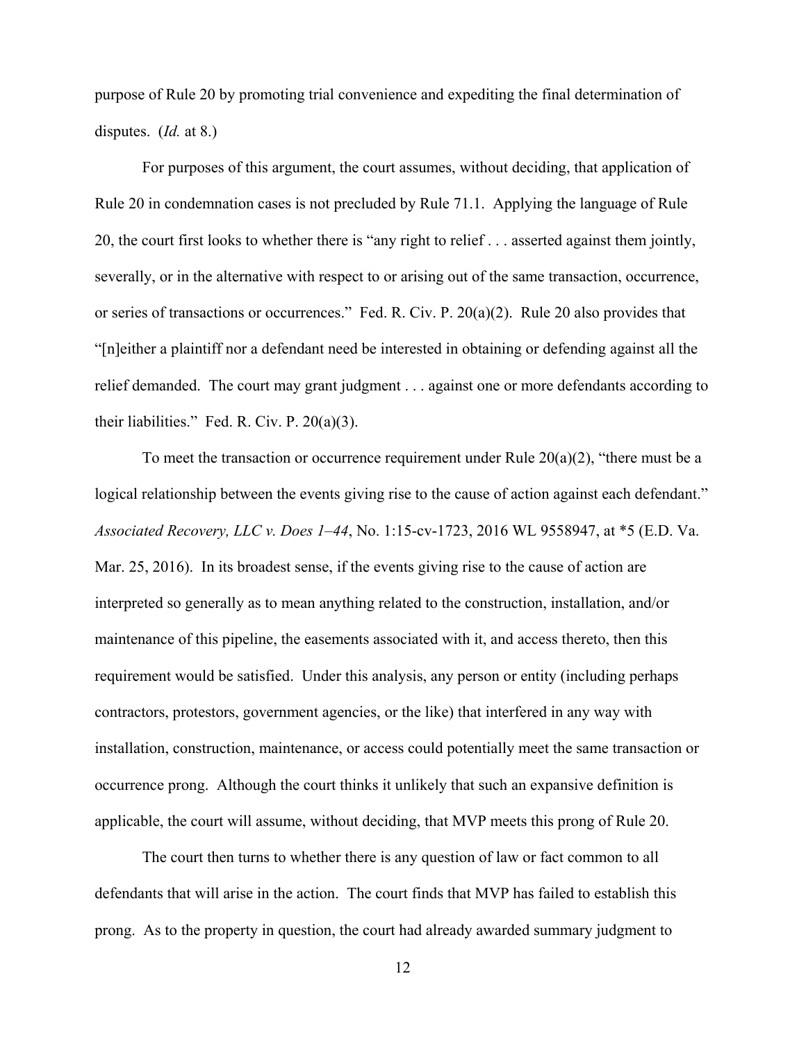purpose of Rule 20 by promoting trial convenience and expediting the final determination of disputes. (*Id.* at 8.)

For purposes of this argument, the court assumes, without deciding, that application of Rule 20 in condemnation cases is not precluded by Rule 71.1. Applying the language of Rule 20, the court first looks to whether there is "any right to relief . . . asserted against them jointly, severally, or in the alternative with respect to or arising out of the same transaction, occurrence, or series of transactions or occurrences." Fed. R. Civ. P. 20(a)(2). Rule 20 also provides that "[n]either a plaintiff nor a defendant need be interested in obtaining or defending against all the relief demanded. The court may grant judgment . . . against one or more defendants according to their liabilities." Fed. R. Civ. P. 20(a)(3).

To meet the transaction or occurrence requirement under Rule 20(a)(2), "there must be a logical relationship between the events giving rise to the cause of action against each defendant." *Associated Recovery, LLC v. Does 1–44*, No. 1:15-cv-1723, 2016 WL 9558947, at *5 (E.D. Va. Mar. 25, 2016). In its broadest sense, if the events giving rise to the cause of action are interpreted so generally as to mean anything related to the construction, installation, and/or maintenance of this pipeline, the easements associated with it, and access thereto, then this requirement would be satisfied. Under this analysis, any person or entity (including perhaps contractors, protestors, government agencies, or the like) that interfered in any way with installation, construction, maintenance, or access could potentially meet the same transaction or occurrence prong. Although the court thinks it unlikely that such an expansive definition is applicable, the court will assume, without deciding, that MVP meets this prong of Rule 20.

The court then turns to whether there is any question of law or fact common to all defendants that will arise in the action. The court finds that MVP has failed to establish this prong. As to the property in question, the court had already awarded summary judgment to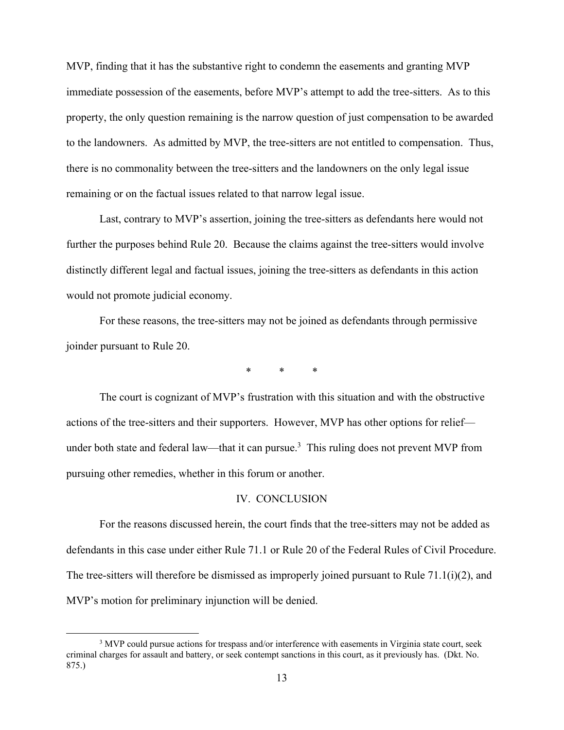MVP, finding that it has the substantive right to condemn the easements and granting MVP immediate possession of the easements, before MVP's attempt to add the tree-sitters. As to this property, the only question remaining is the narrow question of just compensation to be awarded to the landowners. As admitted by MVP, the tree-sitters are not entitled to compensation. Thus, there is no commonality between the tree-sitters and the landowners on the only legal issue remaining or on the factual issues related to that narrow legal issue.

Last, contrary to MVP's assertion, joining the tree-sitters as defendants here would not further the purposes behind Rule 20. Because the claims against the tree-sitters would involve distinctly different legal and factual issues, joining the tree-sitters as defendants in this action would not promote judicial economy.

For these reasons, the tree-sitters may not be joined as defendants through permissive joinder pursuant to Rule 20.

\* \* \*

The court is cognizant of MVP's frustration with this situation and with the obstructive actions of the tree-sitters and their supporters. However, MVP has other options for relief—under both state and federal law—that it can pursue.[3] This ruling does not prevent MVP from pursuing other remedies, whether in this forum or another.

## IV. CONCLUSION

For the reasons discussed herein, the court finds that the tree-sitters may not be added as defendants in this case under either Rule 71.1 or Rule 20 of the Federal Rules of Civil Procedure. The tree-sitters will therefore be dismissed as improperly joined pursuant to Rule 71.1(i)(2), and MVP's motion for preliminary injunction will be denied.

---

[3] MVP could pursue actions for trespass and/or interference with easements in Virginia state court, seek criminal charges for assault and battery, or seek contempt sanctions in this court, as it previously has. (Dkt. No. 875.)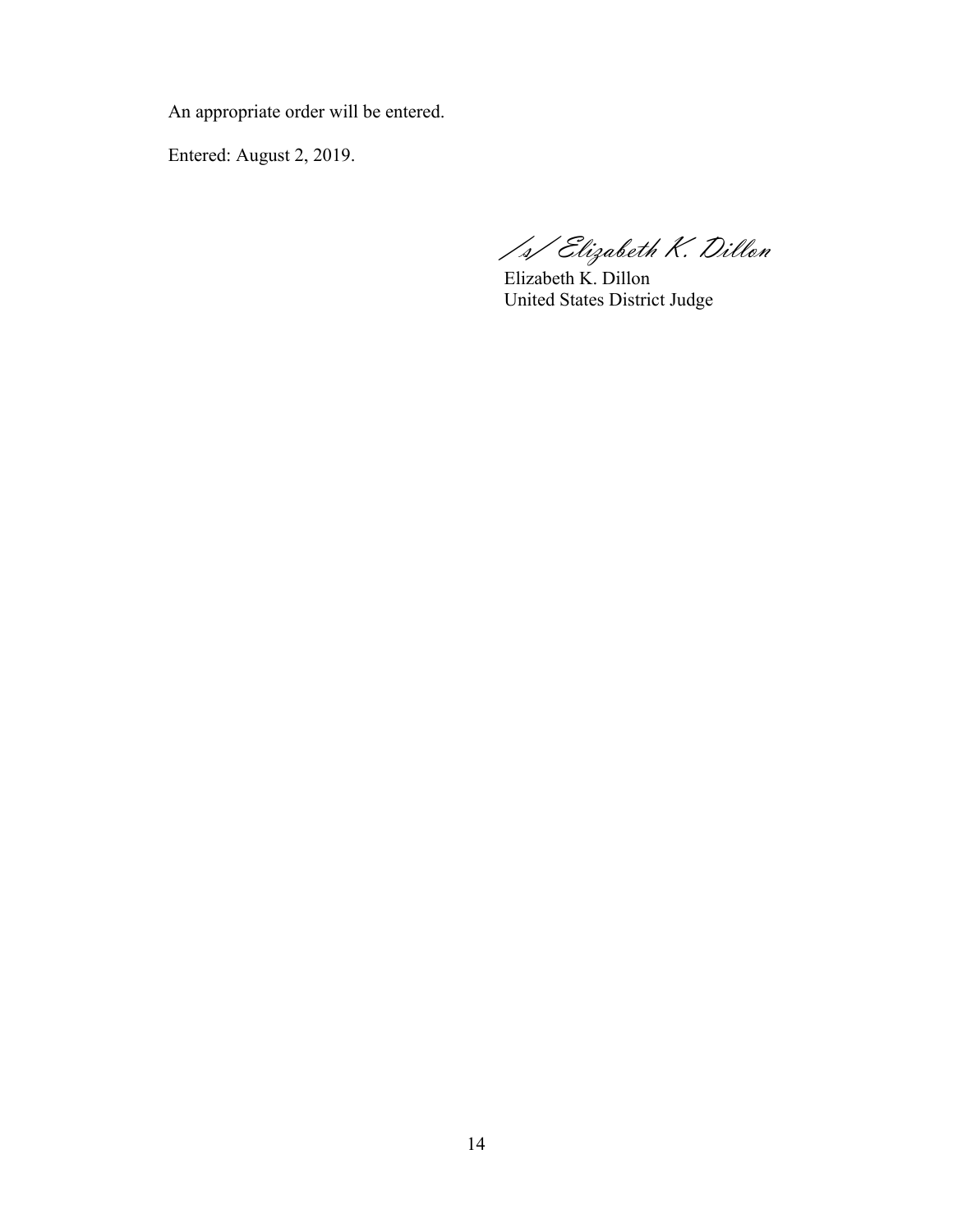An appropriate order will be entered.

Entered: August 2, 2019.

/s/ Elizabeth K. Dillon

Elizabeth K. Dillon
United States District Judge